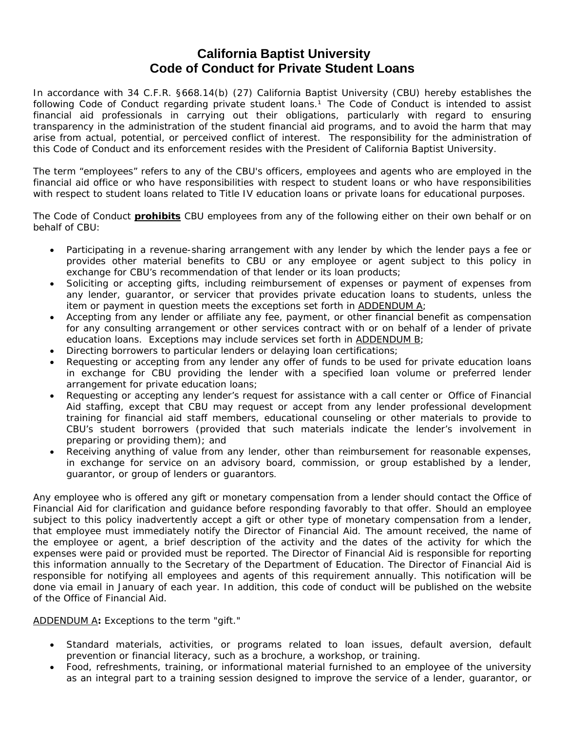# California Baptist University
# Code of Conduct for Private Student Loans

In accordance with 34 C.F.R. §668.14(b) (27) California Baptist University (CBU) hereby establishes the following Code of Conduct regarding private student loans.[1] The Code of Conduct is intended to assist financial aid professionals in carrying out their obligations, particularly with regard to ensuring transparency in the administration of the student financial aid programs, and to avoid the harm that may arise from actual, potential, or perceived conflict of interest. The responsibility for the administration of this Code of Conduct and its enforcement resides with the President of California Baptist University.

The term "employees" refers to any of the CBU's officers, employees and agents who are employed in the financial aid office or who have responsibilities with respect to student loans or who have responsibilities with respect to student loans related to Title IV education loans or private loans for educational purposes.

The Code of Conduct **prohibits** CBU employees from any of the following either on their own behalf or on behalf of CBU:

- Participating in a revenue-sharing arrangement with any lender by which the lender pays a fee or provides other material benefits to CBU or any employee or agent subject to this policy in exchange for CBU's recommendation of that lender or its loan products;
- Soliciting or accepting gifts, including reimbursement of expenses or payment of expenses from any lender, guarantor, or servicer that provides private education loans to students, unless the item or payment in question meets the exceptions set forth in ADDENDUM A;
- Accepting from any lender or affiliate any fee, payment, or other financial benefit as compensation for any consulting arrangement or other services contract with or on behalf of a lender of private education loans. Exceptions may include services set forth in ADDENDUM B;
- Directing borrowers to particular lenders or delaying loan certifications;
- Requesting or accepting from any lender any offer of funds to be used for private education loans in exchange for CBU providing the lender with a specified loan volume or preferred lender arrangement for private education loans;
- Requesting or accepting any lender's request for assistance with a call center or Office of Financial Aid staffing, except that CBU may request or accept from any lender professional development training for financial aid staff members, educational counseling or other materials to provide to CBU's student borrowers (provided that such materials indicate the lender's involvement in preparing or providing them); and
- Receiving anything of value from any lender, other than reimbursement for reasonable expenses, in exchange for service on an advisory board, commission, or group established by a lender, guarantor, or group of lenders or guarantors.

Any employee who is offered any gift or monetary compensation from a lender should contact the Office of Financial Aid for clarification and guidance before responding favorably to that offer. Should an employee subject to this policy inadvertently accept a gift or other type of monetary compensation from a lender, that employee must immediately notify the Director of Financial Aid. The amount received, the name of the employee or agent, a brief description of the activity and the dates of the activity for which the expenses were paid or provided must be reported. The Director of Financial Aid is responsible for reporting this information annually to the Secretary of the Department of Education. The Director of Financial Aid is responsible for notifying all employees and agents of this requirement annually. This notification will be done via email in January of each year. In addition, this code of conduct will be published on the website of the Office of Financial Aid.

ADDENDUM A**:** Exceptions to the term "gift."

- Standard materials, activities, or programs related to loan issues, default aversion, default prevention or financial literacy, such as a brochure, a workshop, or training.
- Food, refreshments, training, or informational material furnished to an employee of the university as an integral part to a training session designed to improve the service of a lender, guarantor, or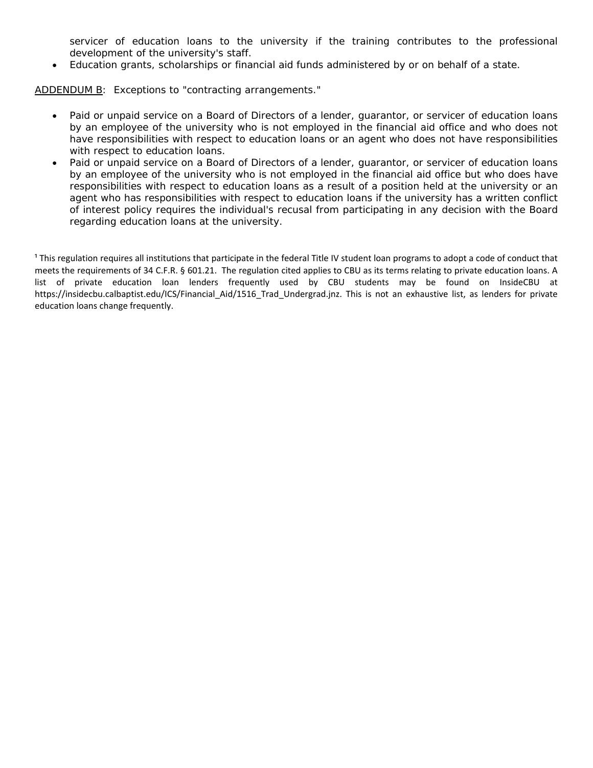servicer of education loans to the university if the training contributes to the professional development of the university's staff.

- Education grants, scholarships or financial aid funds administered by or on behalf of a state.

ADDENDUM B: Exceptions to "contracting arrangements."

- Paid or unpaid service on a Board of Directors of a lender, guarantor, or servicer of education loans by an employee of the university who is not employed in the financial aid office and who does not have responsibilities with respect to education loans or an agent who does not have responsibilities with respect to education loans.
- Paid or unpaid service on a Board of Directors of a lender, guarantor, or servicer of education loans by an employee of the university who is not employed in the financial aid office but who does have responsibilities with respect to education loans as a result of a position held at the university or an agent who has responsibilities with respect to education loans if the university has a written conflict of interest policy requires the individual's recusal from participating in any decision with the Board regarding education loans at the university.

[1] This regulation requires all institutions that participate in the federal Title IV student loan programs to adopt a code of conduct that meets the requirements of 34 C.F.R. § 601.21. The regulation cited applies to CBU as its terms relating to private education loans. A list of private education loan lenders frequently used by CBU students may be found on InsideCBU at https://insidecbu.calbaptist.edu/ICS/Financial_Aid/1516_Trad_Undergrad.jnz. This is not an exhaustive list, as lenders for private education loans change frequently.